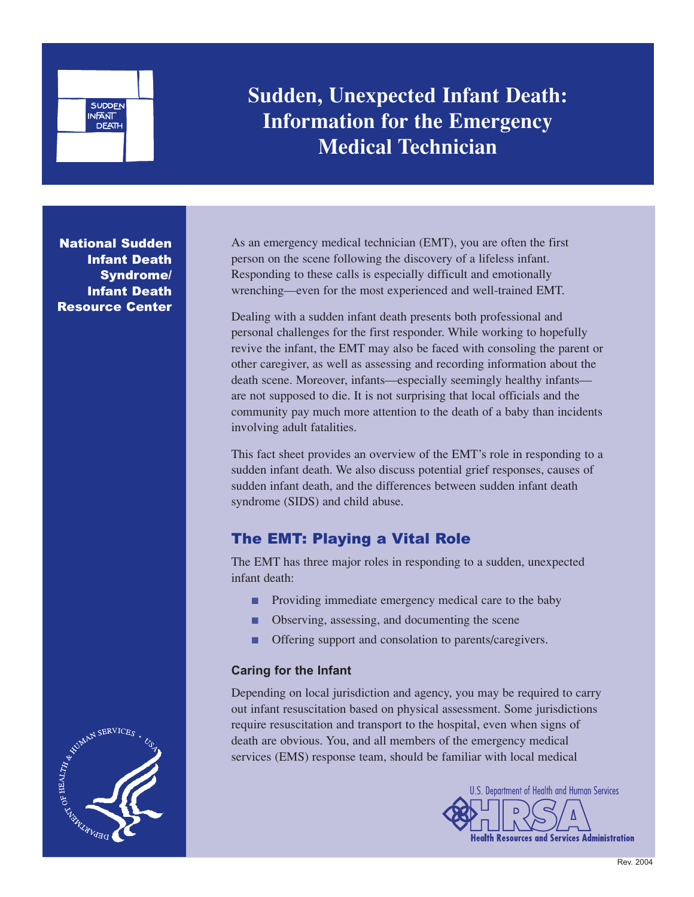# Sudden, Unexpected Infant Death: Information for the Emergency Medical Technician

**National Sudden Infant Death Syndrome/ Infant Death Resource Center**

As an emergency medical technician (EMT), you are often the first person on the scene following the discovery of a lifeless infant. Responding to these calls is especially difficult and emotionally wrenching—even for the most experienced and well-trained EMT.

Dealing with a sudden infant death presents both professional and personal challenges for the first responder. While working to hopefully revive the infant, the EMT may also be faced with consoling the parent or other caregiver, as well as assessing and recording information about the death scene. Moreover, infants—especially seemingly healthy infants—are not supposed to die. It is not surprising that local officials and the community pay much more attention to the death of a baby than incidents involving adult fatalities.

This fact sheet provides an overview of the EMT's role in responding to a sudden infant death. We also discuss potential grief responses, causes of sudden infant death, and the differences between sudden infant death syndrome (SIDS) and child abuse.

## The EMT: Playing a Vital Role

The EMT has three major roles in responding to a sudden, unexpected infant death:

- Providing immediate emergency medical care to the baby
- Observing, assessing, and documenting the scene
- Offering support and consolation to parents/caregivers.

### Caring for the Infant

Depending on local jurisdiction and agency, you may be required to carry out infant resuscitation based on physical assessment. Some jurisdictions require resuscitation and transport to the hospital, even when signs of death are obvious. You, and all members of the emergency medical services (EMS) response team, should be familiar with local medical

U.S. Department of Health and Human Services
HRSA Health Resources and Services Administration

Rev. 2004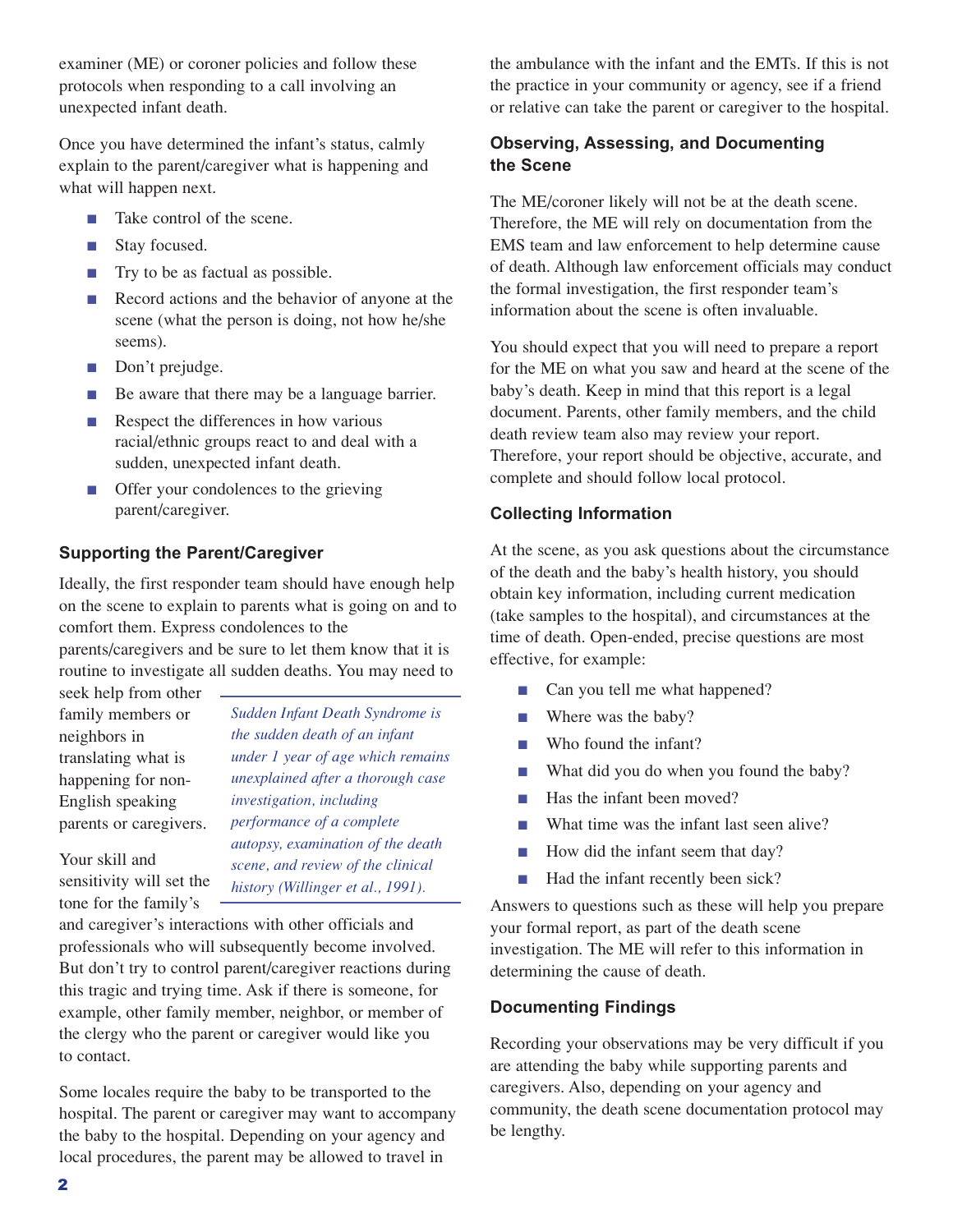examiner (ME) or coroner policies and follow these protocols when responding to a call involving an unexpected infant death.

Once you have determined the infant's status, calmly explain to the parent/caregiver what is happening and what will happen next.

- Take control of the scene.
- Stay focused.
- Try to be as factual as possible.
- Record actions and the behavior of anyone at the scene (what the person is doing, not how he/she seems).
- Don't prejudge.
- Be aware that there may be a language barrier.
- Respect the differences in how various racial/ethnic groups react to and deal with a sudden, unexpected infant death.
- Offer your condolences to the grieving parent/caregiver.

### Supporting the Parent/Caregiver

Ideally, the first responder team should have enough help on the scene to explain to parents what is going on and to comfort them. Express condolences to the parents/caregivers and be sure to let them know that it is routine to investigate all sudden deaths. You may need to seek help from other family members or neighbors in translating what is happening for non-English speaking parents or caregivers.

*Sudden Infant Death Syndrome is the sudden death of an infant under 1 year of age which remains unexplained after a thorough case investigation, including performance of a complete autopsy, examination of the death scene, and review of the clinical history (Willinger et al., 1991).*

Your skill and sensitivity will set the tone for the family's and caregiver's interactions with other officials and professionals who will subsequently become involved. But don't try to control parent/caregiver reactions during this tragic and trying time. Ask if there is someone, for example, other family member, neighbor, or member of the clergy who the parent or caregiver would like you to contact.

Some locales require the baby to be transported to the hospital. The parent or caregiver may want to accompany the baby to the hospital. Depending on your agency and local procedures, the parent may be allowed to travel in the ambulance with the infant and the EMTs. If this is not the practice in your community or agency, see if a friend or relative can take the parent or caregiver to the hospital.

### Observing, Assessing, and Documenting the Scene

The ME/coroner likely will not be at the death scene. Therefore, the ME will rely on documentation from the EMS team and law enforcement to help determine cause of death. Although law enforcement officials may conduct the formal investigation, the first responder team's information about the scene is often invaluable.

You should expect that you will need to prepare a report for the ME on what you saw and heard at the scene of the baby's death. Keep in mind that this report is a legal document. Parents, other family members, and the child death review team also may review your report. Therefore, your report should be objective, accurate, and complete and should follow local protocol.

### Collecting Information

At the scene, as you ask questions about the circumstance of the death and the baby's health history, you should obtain key information, including current medication (take samples to the hospital), and circumstances at the time of death. Open-ended, precise questions are most effective, for example:

- Can you tell me what happened?
- Where was the baby?
- Who found the infant?
- What did you do when you found the baby?
- Has the infant been moved?
- What time was the infant last seen alive?
- How did the infant seem that day?
- Had the infant recently been sick?

Answers to questions such as these will help you prepare your formal report, as part of the death scene investigation. The ME will refer to this information in determining the cause of death.

### Documenting Findings

Recording your observations may be very difficult if you are attending the baby while supporting parents and caregivers. Also, depending on your agency and community, the death scene documentation protocol may be lengthy.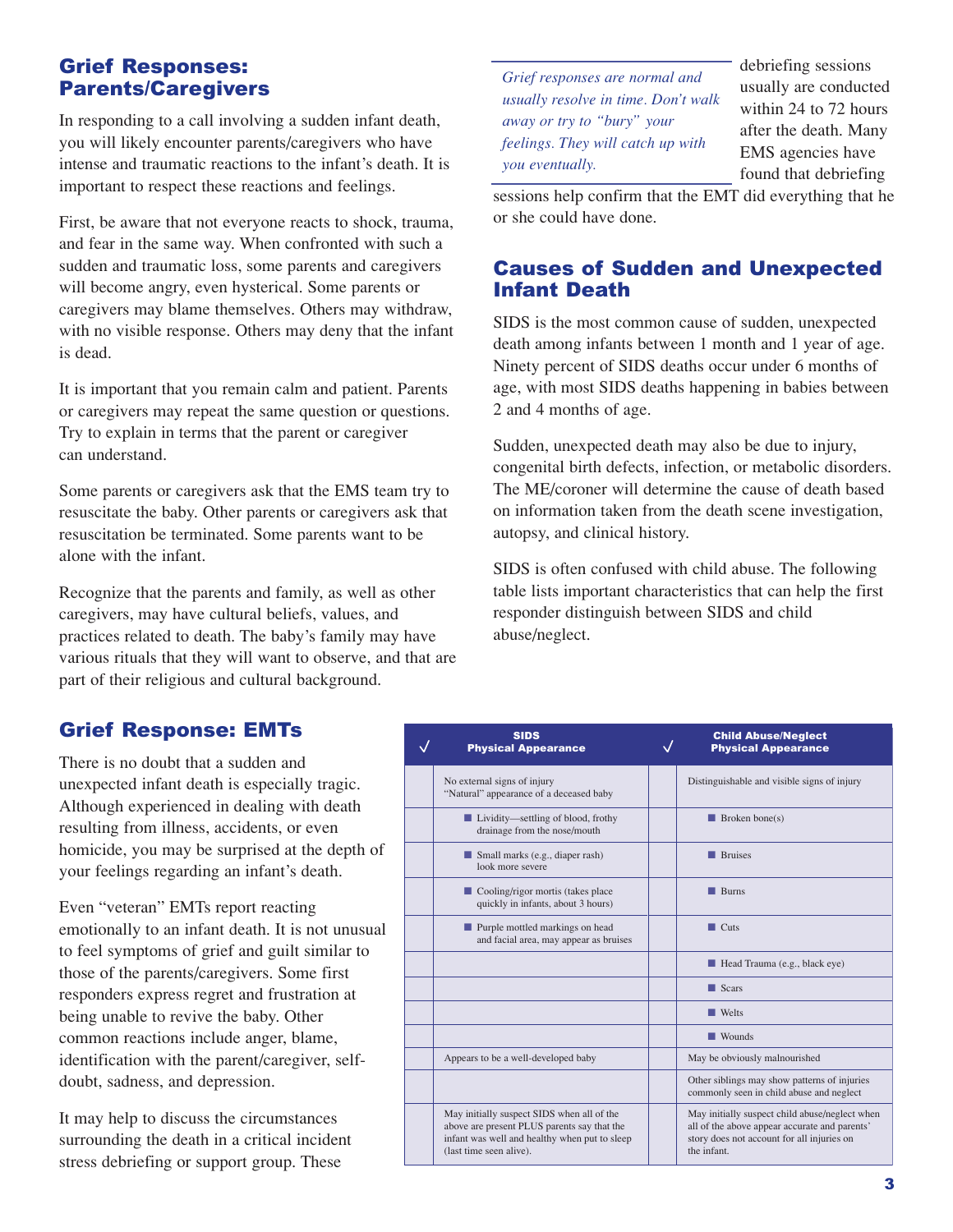## Grief Responses: Parents/Caregivers

In responding to a call involving a sudden infant death, you will likely encounter parents/caregivers who have intense and traumatic reactions to the infant's death. It is important to respect these reactions and feelings.

First, be aware that not everyone reacts to shock, trauma, and fear in the same way. When confronted with such a sudden and traumatic loss, some parents and caregivers will become angry, even hysterical. Some parents or caregivers may blame themselves. Others may withdraw, with no visible response. Others may deny that the infant is dead.

It is important that you remain calm and patient. Parents or caregivers may repeat the same question or questions. Try to explain in terms that the parent or caregiver can understand.

Some parents or caregivers ask that the EMS team try to resuscitate the baby. Other parents or caregivers ask that resuscitation be terminated. Some parents want to be alone with the infant.

Recognize that the parents and family, as well as other caregivers, may have cultural beliefs, values, and practices related to death. The baby's family may have various rituals that they will want to observe, and that are part of their religious and cultural background.

## Grief Response: EMTs

There is no doubt that a sudden and unexpected infant death is especially tragic. Although experienced in dealing with death resulting from illness, accidents, or even homicide, you may be surprised at the depth of your feelings regarding an infant's death.

Even "veteran" EMTs report reacting emotionally to an infant death. It is not unusual to feel symptoms of grief and guilt similar to those of the parents/caregivers. Some first responders express regret and frustration at being unable to revive the baby. Other common reactions include anger, blame, identification with the parent/caregiver, self-doubt, sadness, and depression.

It may help to discuss the circumstances surrounding the death in a critical incident stress debriefing or support group. These debriefing sessions usually are conducted within 24 to 72 hours after the death. Many EMS agencies have found that debriefing sessions help confirm that the EMT did everything that he or she could have done.

*Grief responses are normal and usually resolve in time. Don't walk away or try to "bury" your feelings. They will catch up with you eventually.*

## Causes of Sudden and Unexpected Infant Death

SIDS is the most common cause of sudden, unexpected death among infants between 1 month and 1 year of age. Ninety percent of SIDS deaths occur under 6 months of age, with most SIDS deaths happening in babies between 2 and 4 months of age.

Sudden, unexpected death may also be due to injury, congenital birth defects, infection, or metabolic disorders. The ME/coroner will determine the cause of death based on information taken from the death scene investigation, autopsy, and clinical history.

SIDS is often confused with child abuse. The following table lists important characteristics that can help the first responder distinguish between SIDS and child abuse/neglect.

| ✓ | SIDS Physical Appearance | ✓ | Child Abuse/Neglect Physical Appearance |
|---|---|---|---|
| | No external signs of injury<br>"Natural" appearance of a deceased baby | | Distinguishable and visible signs of injury |
| | ■ Lividity—settling of blood, frothy drainage from the nose/mouth | | ■ Broken bone(s) |
| | ■ Small marks (e.g., diaper rash) look more severe | | ■ Bruises |
| | ■ Cooling/rigor mortis (takes place quickly in infants, about 3 hours) | | ■ Burns |
| | ■ Purple mottled markings on head and facial area, may appear as bruises | | ■ Cuts |
| | | | ■ Head Trauma (e.g., black eye) |
| | | | ■ Scars |
| | | | ■ Welts |
| | | | ■ Wounds |
| | Appears to be a well-developed baby | | May be obviously malnourished |
| | | | Other siblings may show patterns of injuries commonly seen in child abuse and neglect |
| | May initially suspect SIDS when all of the above are present PLUS parents say that the infant was well and healthy when put to sleep (last time seen alive). | | May initially suspect child abuse/neglect when all of the above appear accurate and parents' story does not account for all injuries on the infant. |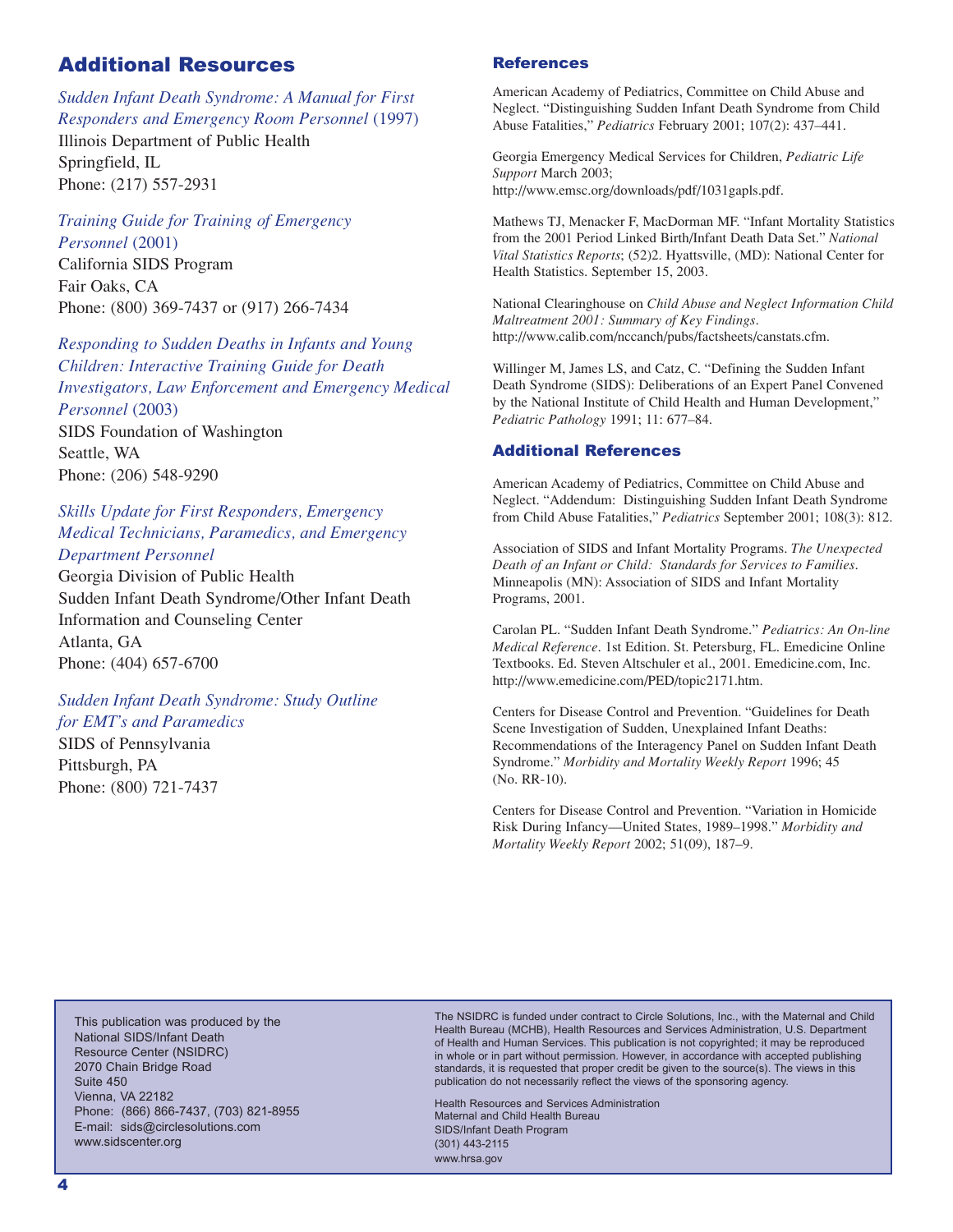## Additional Resources

*Sudden Infant Death Syndrome: A Manual for First Responders and Emergency Room Personnel* (1997)
Illinois Department of Public Health
Springfield, IL
Phone: (217) 557-2931

*Training Guide for Training of Emergency Personnel* (2001)
California SIDS Program
Fair Oaks, CA
Phone: (800) 369-7437 or (917) 266-7434

*Responding to Sudden Deaths in Infants and Young Children: Interactive Training Guide for Death Investigators, Law Enforcement and Emergency Medical Personnel* (2003)
SIDS Foundation of Washington
Seattle, WA
Phone: (206) 548-9290

*Skills Update for First Responders, Emergency Medical Technicians, Paramedics, and Emergency Department Personnel*
Georgia Division of Public Health
Sudden Infant Death Syndrome/Other Infant Death Information and Counseling Center
Atlanta, GA
Phone: (404) 657-6700

*Sudden Infant Death Syndrome: Study Outline for EMT's and Paramedics*
SIDS of Pennsylvania
Pittsburgh, PA
Phone: (800) 721-7437

### References

American Academy of Pediatrics, Committee on Child Abuse and Neglect. "Distinguishing Sudden Infant Death Syndrome from Child Abuse Fatalities," *Pediatrics* February 2001; 107(2): 437–441.

Georgia Emergency Medical Services for Children, *Pediatric Life Support* March 2003; http://www.emsc.org/downloads/pdf/1031gapls.pdf.

Mathews TJ, Menacker F, MacDorman MF. "Infant Mortality Statistics from the 2001 Period Linked Birth/Infant Death Data Set." *National Vital Statistics Reports*; (52)2. Hyattsville, (MD): National Center for Health Statistics. September 15, 2003.

National Clearinghouse on *Child Abuse and Neglect Information Child Maltreatment 2001: Summary of Key Findings*. http://www.calib.com/nccanch/pubs/factsheets/canstats.cfm.

Willinger M, James LS, and Catz, C. "Defining the Sudden Infant Death Syndrome (SIDS): Deliberations of an Expert Panel Convened by the National Institute of Child Health and Human Development," *Pediatric Pathology* 1991; 11: 677–84.

### Additional References

American Academy of Pediatrics, Committee on Child Abuse and Neglect. "Addendum: Distinguishing Sudden Infant Death Syndrome from Child Abuse Fatalities," *Pediatrics* September 2001; 108(3): 812.

Association of SIDS and Infant Mortality Programs. *The Unexpected Death of an Infant or Child: Standards for Services to Families*. Minneapolis (MN): Association of SIDS and Infant Mortality Programs, 2001.

Carolan PL. "Sudden Infant Death Syndrome." *Pediatrics: An On-line Medical Reference*. 1st Edition. St. Petersburg, FL. Emedicine Online Textbooks. Ed. Steven Altschuler et al., 2001. Emedicine.com, Inc. http://www.emedicine.com/PED/topic2171.htm.

Centers for Disease Control and Prevention. "Guidelines for Death Scene Investigation of Sudden, Unexplained Infant Deaths: Recommendations of the Interagency Panel on Sudden Infant Death Syndrome." *Morbidity and Mortality Weekly Report* 1996; 45 (No. RR-10).

Centers for Disease Control and Prevention. "Variation in Homicide Risk During Infancy—United States, 1989–1998." *Morbidity and Mortality Weekly Report* 2002; 51(09), 187–9.

---

This publication was produced by the
National SIDS/Infant Death
Resource Center (NSIDRC)
2070 Chain Bridge Road
Suite 450
Vienna, VA 22182
Phone: (866) 866-7437, (703) 821-8955
E-mail: sids@circlesolutions.com
www.sidscenter.org

The NSIDRC is funded under contract to Circle Solutions, Inc., with the Maternal and Child Health Bureau (MCHB), Health Resources and Services Administration, U.S. Department of Health and Human Services. This publication is not copyrighted; it may be reproduced in whole or in part without permission. However, in accordance with accepted publishing standards, it is requested that proper credit be given to the source(s). The views in this publication do not necessarily reflect the views of the sponsoring agency.

Health Resources and Services Administration
Maternal and Child Health Bureau
SIDS/Infant Death Program
(301) 443-2115
www.hrsa.gov